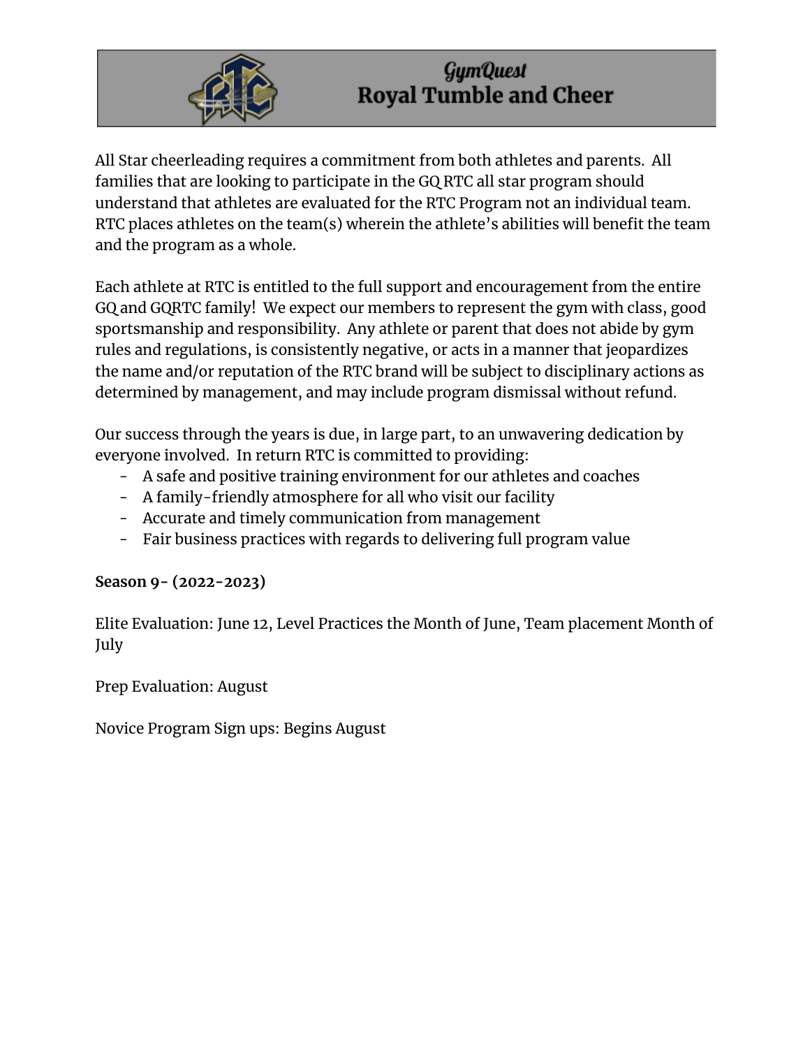# GymQuest
# Royal Tumble and Cheer

All Star cheerleading requires a commitment from both athletes and parents. All families that are looking to participate in the GQ RTC all star program should understand that athletes are evaluated for the RTC Program not an individual team. RTC places athletes on the team(s) wherein the athlete's abilities will benefit the team and the program as a whole.

Each athlete at RTC is entitled to the full support and encouragement from the entire GQ and GQRTC family! We expect our members to represent the gym with class, good sportsmanship and responsibility. Any athlete or parent that does not abide by gym rules and regulations, is consistently negative, or acts in a manner that jeopardizes the name and/or reputation of the RTC brand will be subject to disciplinary actions as determined by management, and may include program dismissal without refund.

Our success through the years is due, in large part, to an unwavering dedication by everyone involved. In return RTC is committed to providing:

- A safe and positive training environment for our athletes and coaches
- A family-friendly atmosphere for all who visit our facility
- Accurate and timely communication from management
- Fair business practices with regards to delivering full program value

**Season 9- (2022-2023)**

Elite Evaluation: June 12, Level Practices the Month of June, Team placement Month of July

Prep Evaluation: August

Novice Program Sign ups: Begins August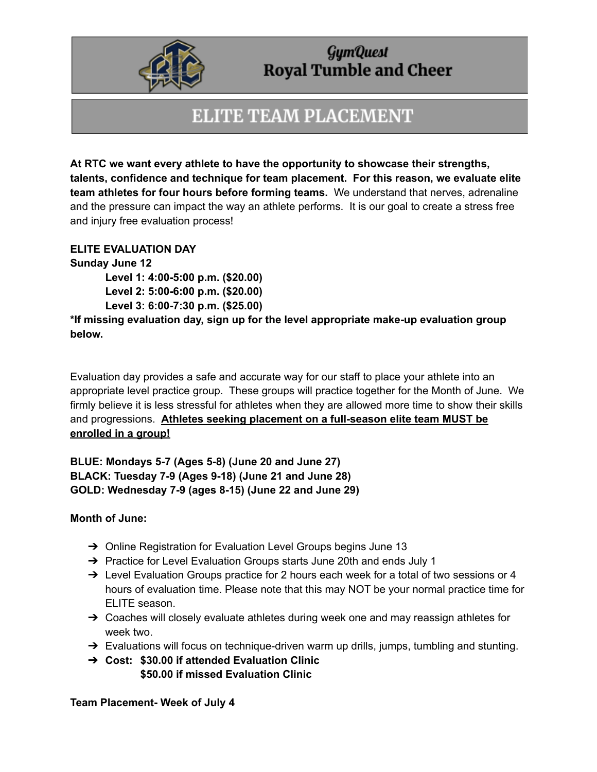# GymQuest
# Royal Tumble and Cheer

## ELITE TEAM PLACEMENT

**At RTC we want every athlete to have the opportunity to showcase their strengths, talents, confidence and technique for team placement. For this reason, we evaluate elite team athletes for four hours before forming teams.** We understand that nerves, adrenaline and the pressure can impact the way an athlete performs. It is our goal to create a stress free and injury free evaluation process!

**ELITE EVALUATION DAY**
**Sunday June 12**

> **Level 1: 4:00-5:00 p.m. ($20.00)**
> **Level 2: 5:00-6:00 p.m. ($20.00)**
> **Level 3: 6:00-7:30 p.m. ($25.00)**

**\*If missing evaluation day, sign up for the level appropriate make-up evaluation group below.**

Evaluation day provides a safe and accurate way for our staff to place your athlete into an appropriate level practice group. These groups will practice together for the Month of June. We firmly believe it is less stressful for athletes when they are allowed more time to show their skills and progressions. **<u>Athletes seeking placement on a full-season elite team MUST be enrolled in a group!</u>**

**BLUE: Mondays 5-7 (Ages 5-8) (June 20 and June 27)**
**BLACK: Tuesday 7-9 (Ages 9-18) (June 21 and June 28)**
**GOLD: Wednesday 7-9 (ages 8-15) (June 22 and June 29)**

**Month of June:**

- Online Registration for Evaluation Level Groups begins June 13
- Practice for Level Evaluation Groups starts June 20th and ends July 1
- Level Evaluation Groups practice for 2 hours each week for a total of two sessions or 4 hours of evaluation time. Please note that this may NOT be your normal practice time for ELITE season.
- Coaches will closely evaluate athletes during week one and may reassign athletes for week two.
- Evaluations will focus on technique-driven warm up drills, jumps, tumbling and stunting.
- **Cost: $30.00 if attended Evaluation Clinic**
  **$50.00 if missed Evaluation Clinic**

**Team Placement- Week of July 4**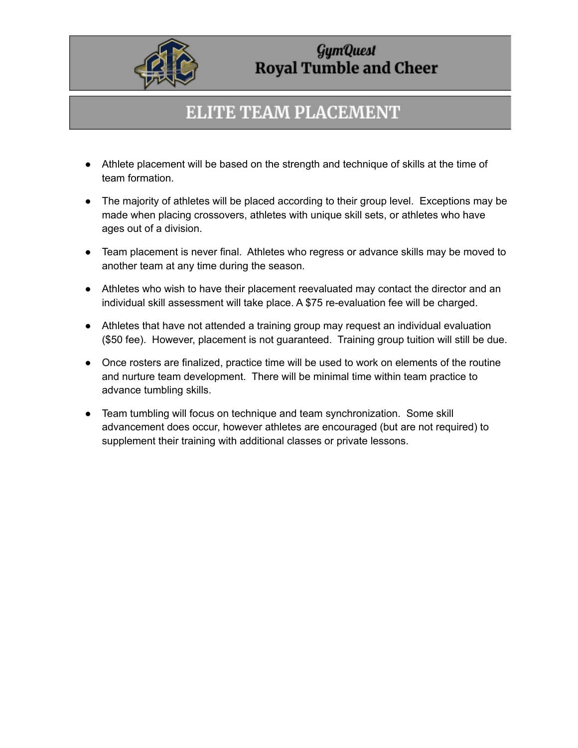# GymQuest
# Royal Tumble and Cheer

## ELITE TEAM PLACEMENT

- Athlete placement will be based on the strength and technique of skills at the time of team formation.
- The majority of athletes will be placed according to their group level. Exceptions may be made when placing crossovers, athletes with unique skill sets, or athletes who have ages out of a division.
- Team placement is never final. Athletes who regress or advance skills may be moved to another team at any time during the season.
- Athletes who wish to have their placement reevaluated may contact the director and an individual skill assessment will take place. A $75 re-evaluation fee will be charged.
- Athletes that have not attended a training group may request an individual evaluation ($50 fee). However, placement is not guaranteed. Training group tuition will still be due.
- Once rosters are finalized, practice time will be used to work on elements of the routine and nurture team development. There will be minimal time within team practice to advance tumbling skills.
- Team tumbling will focus on technique and team synchronization. Some skill advancement does occur, however athletes are encouraged (but are not required) to supplement their training with additional classes or private lessons.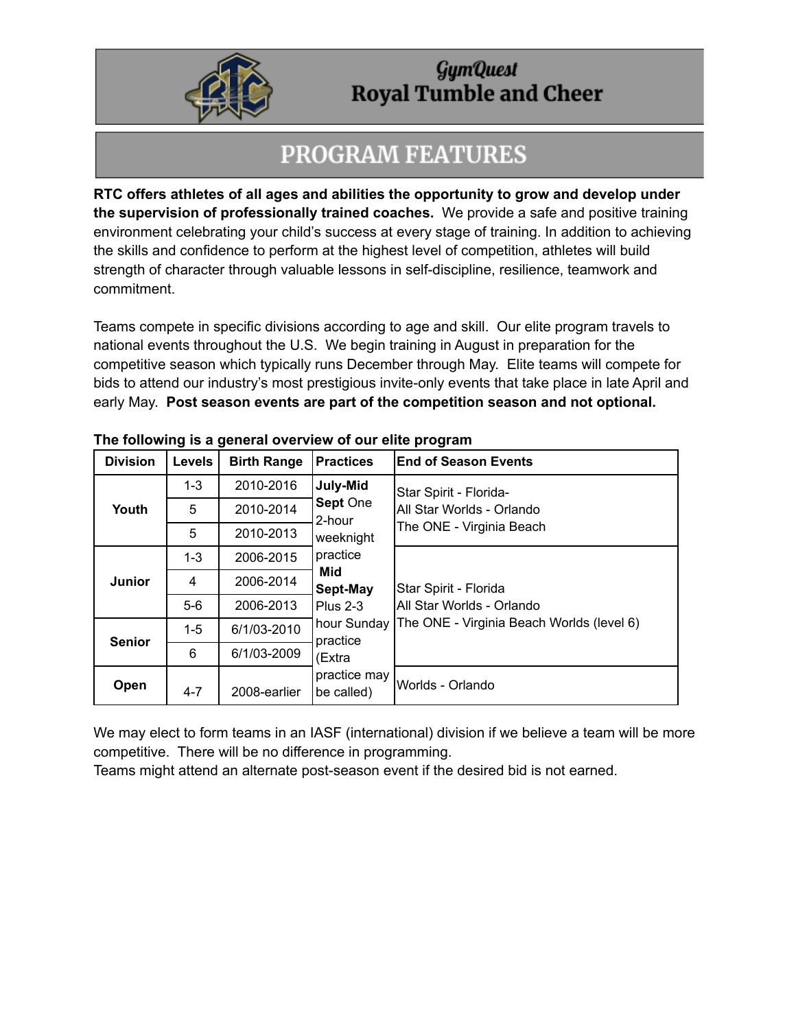# GymQuest Royal Tumble and Cheer

## PROGRAM FEATURES

**RTC offers athletes of all ages and abilities the opportunity to grow and develop under the supervision of professionally trained coaches.** We provide a safe and positive training environment celebrating your child's success at every stage of training. In addition to achieving the skills and confidence to perform at the highest level of competition, athletes will build strength of character through valuable lessons in self-discipline, resilience, teamwork and commitment.

Teams compete in specific divisions according to age and skill. Our elite program travels to national events throughout the U.S. We begin training in August in preparation for the competitive season which typically runs December through May. Elite teams will compete for bids to attend our industry's most prestigious invite-only events that take place in late April and early May. **Post season events are part of the competition season and not optional.**

**The following is a general overview of our elite program**

| Division | Levels | Birth Range | Practices | End of Season Events |
|---|---|---|---|---|
| Youth | 1-3 | 2010-2016 | **July-Mid Sept** One 2-hour weeknight practice **Mid Sept-May** Plus 2-3 hour Sunday practice (Extra practice may be called) | Star Spirit - Florida- All Star Worlds - Orlando The ONE - Virginia Beach |
| | 5 | 2010-2014 | | |
| | 5 | 2010-2013 | | |
| Junior | 1-3 | 2006-2015 | | Star Spirit - Florida All Star Worlds - Orlando The ONE - Virginia Beach Worlds (level 6) |
| | 4 | 2006-2014 | | |
| | 5-6 | 2006-2013 | | |
| Senior | 1-5 | 6/1/03-2010 | | |
| | 6 | 6/1/03-2009 | | |
| Open | 4-7 | 2008-earlier | | Worlds - Orlando |

We may elect to form teams in an IASF (international) division if we believe a team will be more competitive. There will be no difference in programming.
Teams might attend an alternate post-season event if the desired bid is not earned.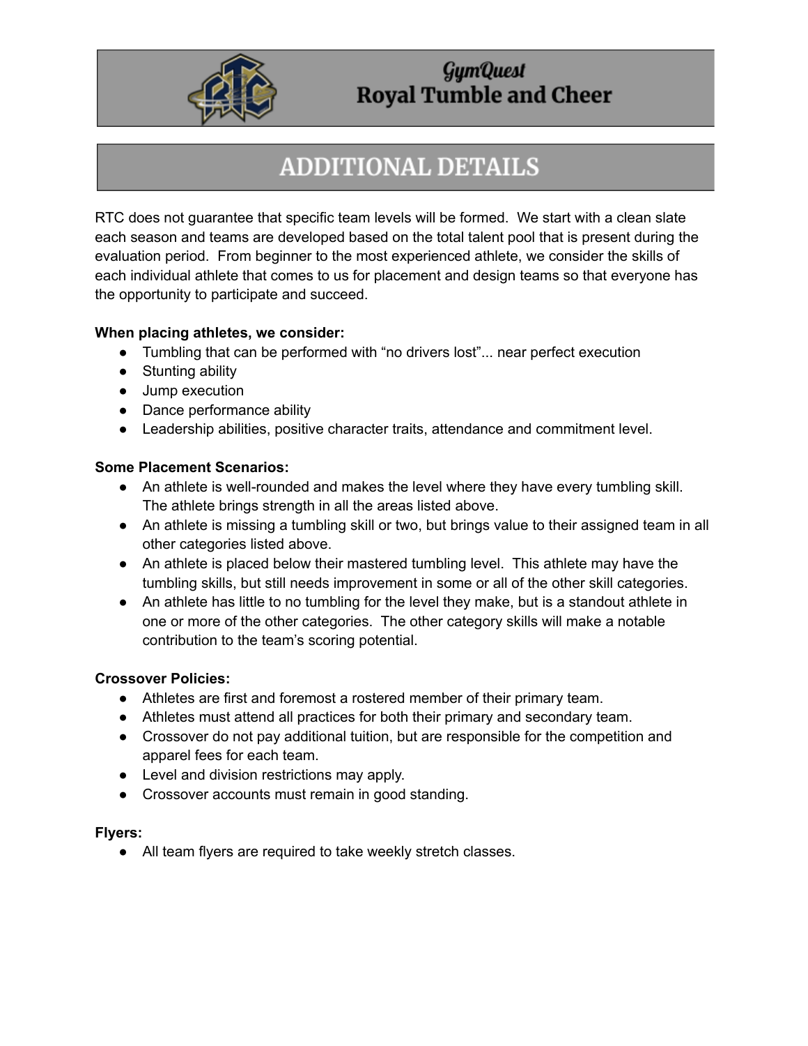# GymQuest Royal Tumble and Cheer

## ADDITIONAL DETAILS

RTC does not guarantee that specific team levels will be formed. We start with a clean slate each season and teams are developed based on the total talent pool that is present during the evaluation period. From beginner to the most experienced athlete, we consider the skills of each individual athlete that comes to us for placement and design teams so that everyone has the opportunity to participate and succeed.

**When placing athletes, we consider:**

- Tumbling that can be performed with "no drivers lost"... near perfect execution
- Stunting ability
- Jump execution
- Dance performance ability
- Leadership abilities, positive character traits, attendance and commitment level.

**Some Placement Scenarios:**

- An athlete is well-rounded and makes the level where they have every tumbling skill. The athlete brings strength in all the areas listed above.
- An athlete is missing a tumbling skill or two, but brings value to their assigned team in all other categories listed above.
- An athlete is placed below their mastered tumbling level. This athlete may have the tumbling skills, but still needs improvement in some or all of the other skill categories.
- An athlete has little to no tumbling for the level they make, but is a standout athlete in one or more of the other categories. The other category skills will make a notable contribution to the team's scoring potential.

**Crossover Policies:**

- Athletes are first and foremost a rostered member of their primary team.
- Athletes must attend all practices for both their primary and secondary team.
- Crossover do not pay additional tuition, but are responsible for the competition and apparel fees for each team.
- Level and division restrictions may apply.
- Crossover accounts must remain in good standing.

**Flyers:**

- All team flyers are required to take weekly stretch classes.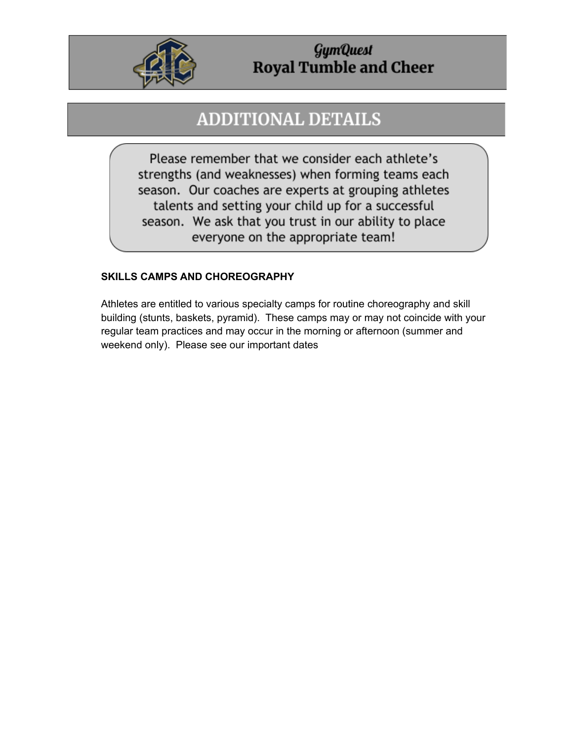# GymQuest
## Royal Tumble and Cheer

## ADDITIONAL DETAILS

Please remember that we consider each athlete's strengths (and weaknesses) when forming teams each season. Our coaches are experts at grouping athletes talents and setting your child up for a successful season. We ask that you trust in our ability to place everyone on the appropriate team!

**SKILLS CAMPS AND CHOREOGRAPHY**

Athletes are entitled to various specialty camps for routine choreography and skill building (stunts, baskets, pyramid). These camps may or may not coincide with your regular team practices and may occur in the morning or afternoon (summer and weekend only). Please see our important dates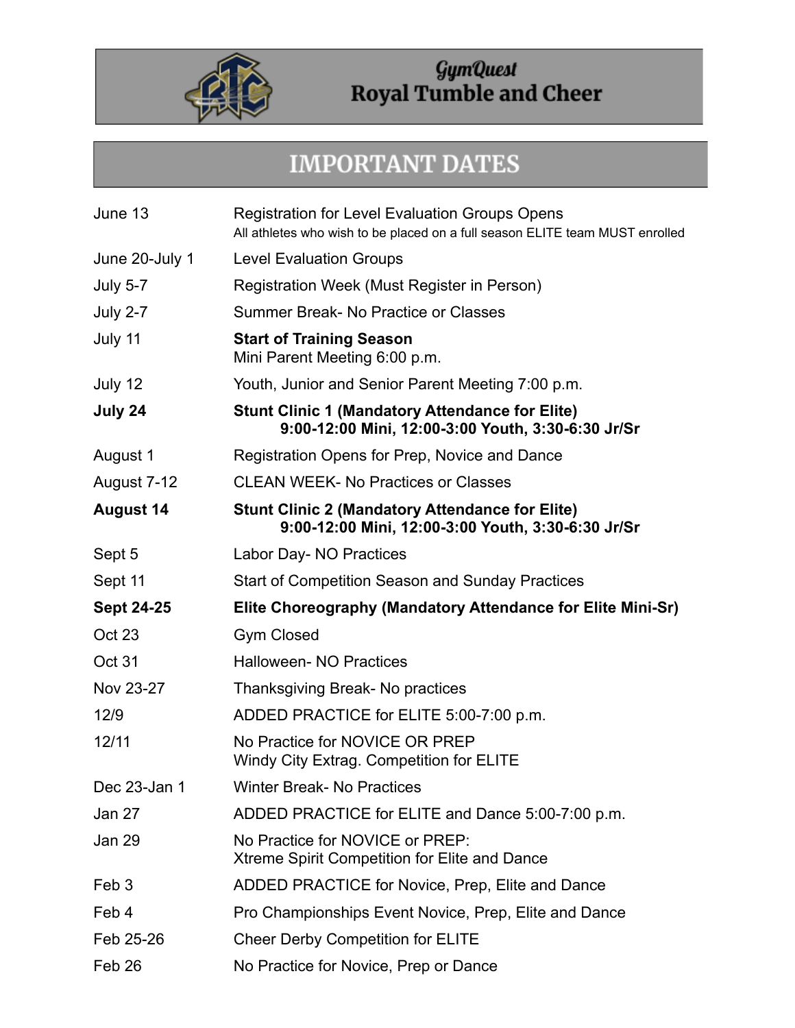# GymQuest Royal Tumble and Cheer

## IMPORTANT DATES

| | |
|---|---|
| June 13 | Registration for Level Evaluation Groups Opens<br>All athletes who wish to be placed on a full season ELITE team MUST enrolled |
| June 20-July 1 | Level Evaluation Groups |
| July 5-7 | Registration Week (Must Register in Person) |
| July 2-7 | Summer Break- No Practice or Classes |
| July 11 | **Start of Training Season**<br>Mini Parent Meeting 6:00 p.m. |
| July 12 | Youth, Junior and Senior Parent Meeting 7:00 p.m. |
| **July 24** | **Stunt Clinic 1 (Mandatory Attendance for Elite)**<br>**9:00-12:00 Mini, 12:00-3:00 Youth, 3:30-6:30 Jr/Sr** |
| August 1 | Registration Opens for Prep, Novice and Dance |
| August 7-12 | CLEAN WEEK- No Practices or Classes |
| **August 14** | **Stunt Clinic 2 (Mandatory Attendance for Elite)**<br>**9:00-12:00 Mini, 12:00-3:00 Youth, 3:30-6:30 Jr/Sr** |
| Sept 5 | Labor Day- NO Practices |
| Sept 11 | Start of Competition Season and Sunday Practices |
| **Sept 24-25** | **Elite Choreography (Mandatory Attendance for Elite Mini-Sr)** |
| Oct 23 | Gym Closed |
| Oct 31 | Halloween- NO Practices |
| Nov 23-27 | Thanksgiving Break- No practices |
| 12/9 | ADDED PRACTICE for ELITE 5:00-7:00 p.m. |
| 12/11 | No Practice for NOVICE OR PREP<br>Windy City Extrag. Competition for ELITE |
| Dec 23-Jan 1 | Winter Break- No Practices |
| Jan 27 | ADDED PRACTICE for ELITE and Dance 5:00-7:00 p.m. |
| Jan 29 | No Practice for NOVICE or PREP:<br>Xtreme Spirit Competition for Elite and Dance |
| Feb 3 | ADDED PRACTICE for Novice, Prep, Elite and Dance |
| Feb 4 | Pro Championships Event Novice, Prep, Elite and Dance |
| Feb 25-26 | Cheer Derby Competition for ELITE |
| Feb 26 | No Practice for Novice, Prep or Dance |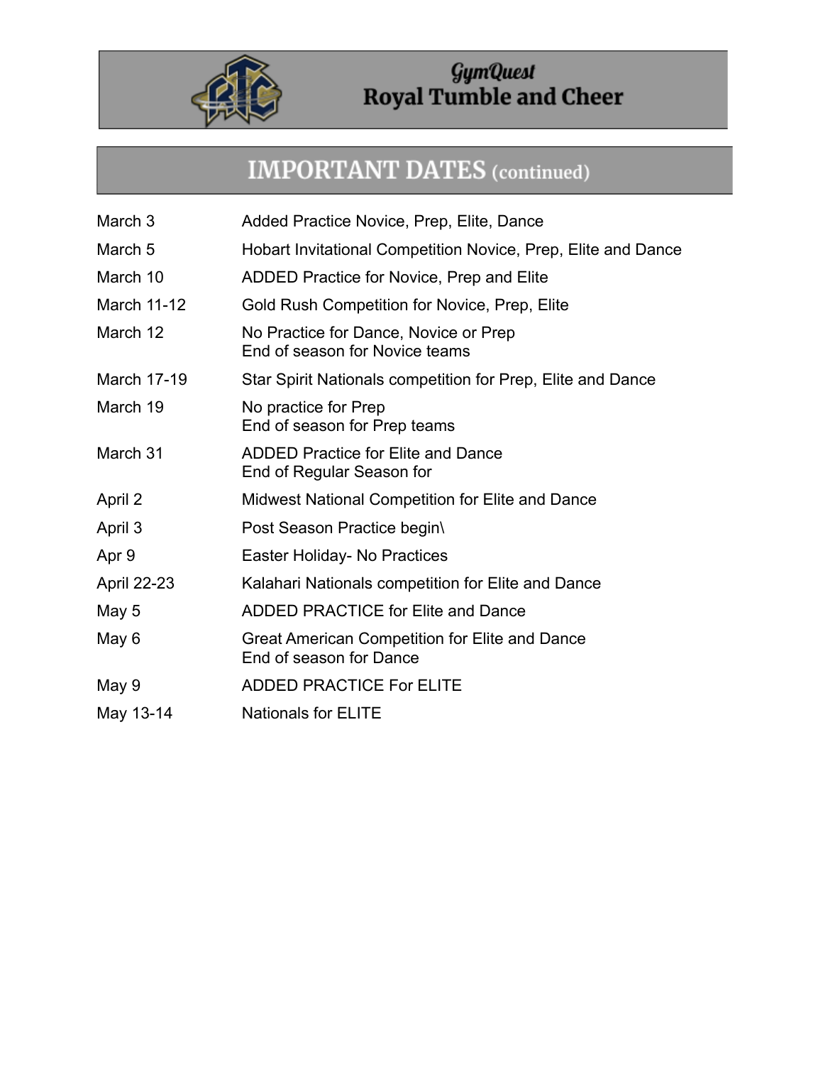# GymQuest
# Royal Tumble and Cheer

## IMPORTANT DATES (continued)

| | |
|---|---|
| March 3 | Added Practice Novice, Prep, Elite, Dance |
| March 5 | Hobart Invitational Competition Novice, Prep, Elite and Dance |
| March 10 | ADDED Practice for Novice, Prep and Elite |
| March 11-12 | Gold Rush Competition for Novice, Prep, Elite |
| March 12 | No Practice for Dance, Novice or Prep<br>End of season for Novice teams |
| March 17-19 | Star Spirit Nationals competition for Prep, Elite and Dance |
| March 19 | No practice for Prep<br>End of season for Prep teams |
| March 31 | ADDED Practice for Elite and Dance<br>End of Regular Season for |
| April 2 | Midwest National Competition for Elite and Dance |
| April 3 | Post Season Practice begin\ |
| Apr 9 | Easter Holiday- No Practices |
| April 22-23 | Kalahari Nationals competition for Elite and Dance |
| May 5 | ADDED PRACTICE for Elite and Dance |
| May 6 | Great American Competition for Elite and Dance<br>End of season for Dance |
| May 9 | ADDED PRACTICE For ELITE |
| May 13-14 | Nationals for ELITE |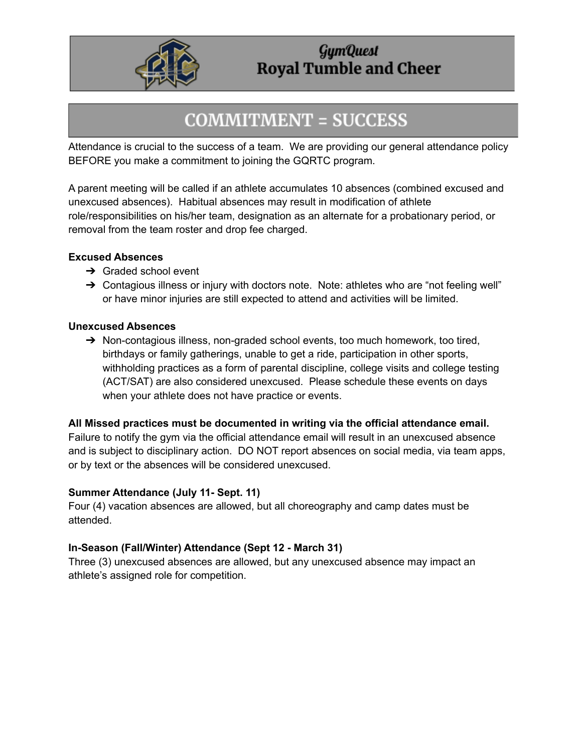# GymQuest Royal Tumble and Cheer

## COMMITMENT = SUCCESS

Attendance is crucial to the success of a team. We are providing our general attendance policy BEFORE you make a commitment to joining the GQRTC program.

A parent meeting will be called if an athlete accumulates 10 absences (combined excused and unexcused absences). Habitual absences may result in modification of athlete role/responsibilities on his/her team, designation as an alternate for a probationary period, or removal from the team roster and drop fee charged.

**Excused Absences**

- Graded school event
- Contagious illness or injury with doctors note. Note: athletes who are “not feeling well” or have minor injuries are still expected to attend and activities will be limited.

**Unexcused Absences**

- Non-contagious illness, non-graded school events, too much homework, too tired, birthdays or family gatherings, unable to get a ride, participation in other sports, withholding practices as a form of parental discipline, college visits and college testing (ACT/SAT) are also considered unexcused. Please schedule these events on days when your athlete does not have practice or events.

**All Missed practices must be documented in writing via the official attendance email.** Failure to notify the gym via the official attendance email will result in an unexcused absence and is subject to disciplinary action. DO NOT report absences on social media, via team apps, or by text or the absences will be considered unexcused.

**Summer Attendance (July 11- Sept. 11)**
Four (4) vacation absences are allowed, but all choreography and camp dates must be attended.

**In-Season (Fall/Winter) Attendance (Sept 12 - March 31)**
Three (3) unexcused absences are allowed, but any unexcused absence may impact an athlete’s assigned role for competition.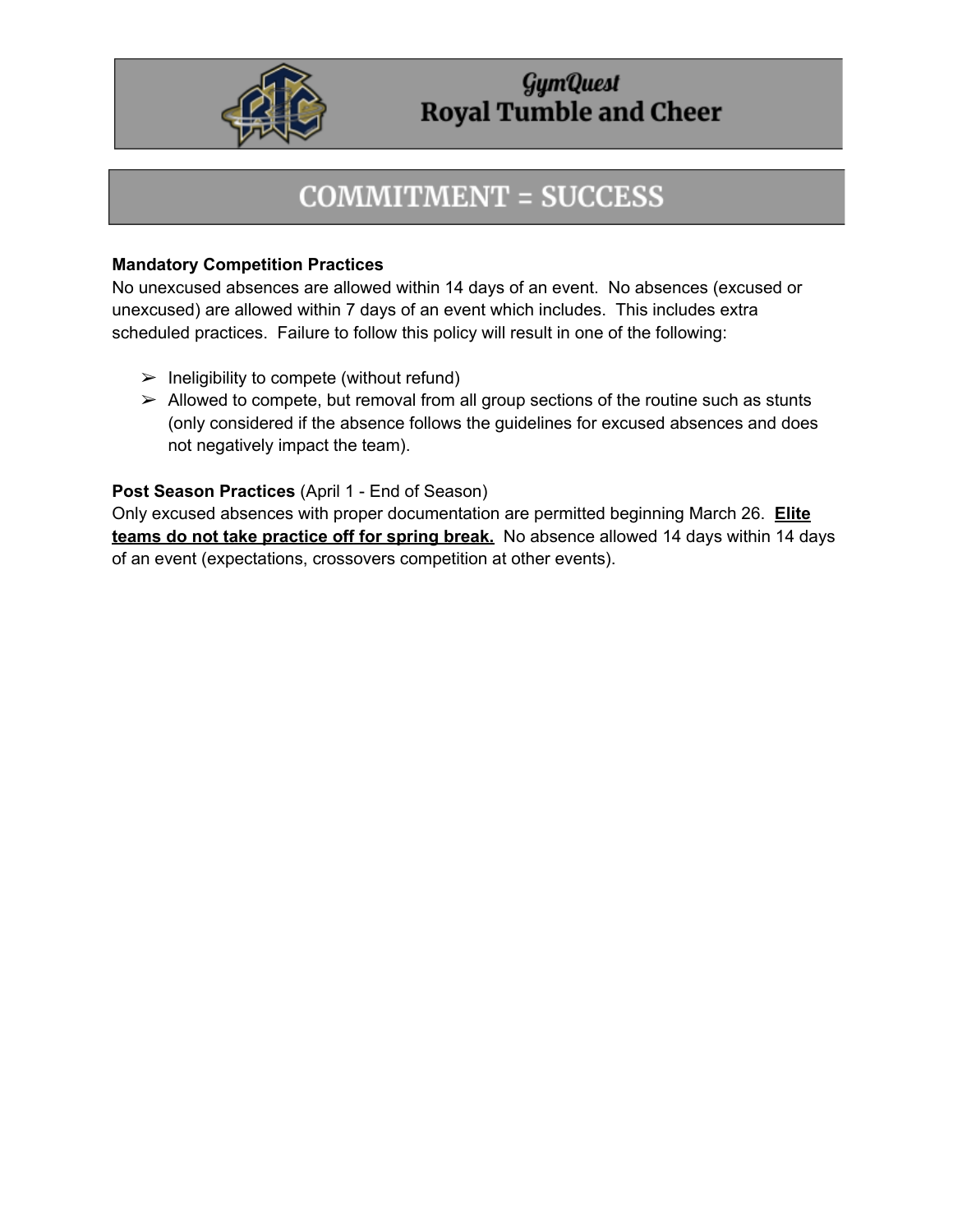GymQuest
**Royal Tumble and Cheer**

# COMMITMENT = SUCCESS

**Mandatory Competition Practices**
No unexcused absences are allowed within 14 days of an event. No absences (excused or unexcused) are allowed within 7 days of an event which includes. This includes extra scheduled practices. Failure to follow this policy will result in one of the following:

- Ineligibility to compete (without refund)
- Allowed to compete, but removal from all group sections of the routine such as stunts (only considered if the absence follows the guidelines for excused absences and does not negatively impact the team).

**Post Season Practices** (April 1 - End of Season)
Only excused absences with proper documentation are permitted beginning March 26. **Elite teams do not take practice off for spring break.** No absence allowed 14 days within 14 days of an event (expectations, crossovers competition at other events).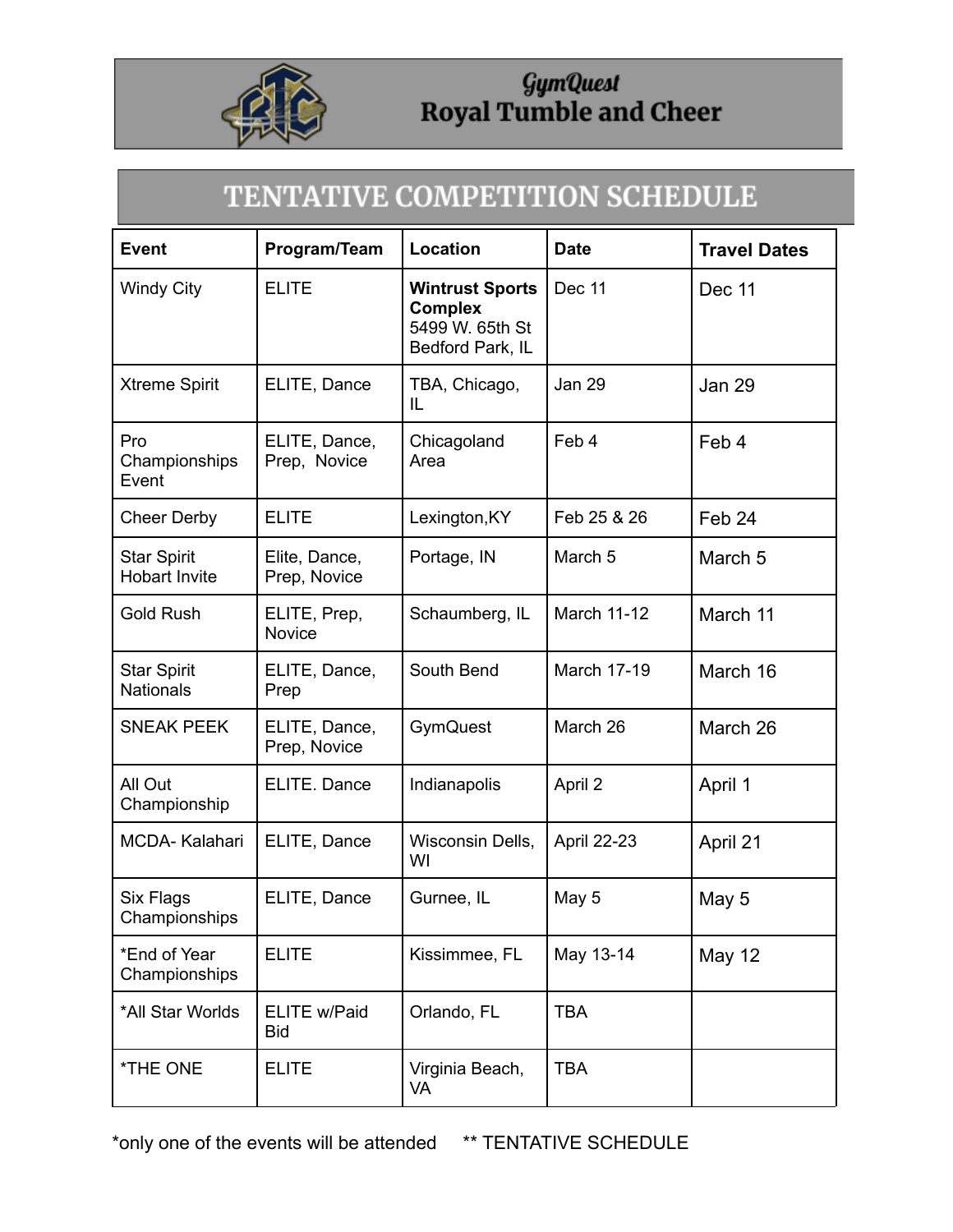# GymQuest
# Royal Tumble and Cheer

## TENTATIVE COMPETITION SCHEDULE

| Event | Program/Team | Location | Date | Travel Dates |
|---|---|---|---|---|
| Windy City | ELITE | **Wintrust Sports Complex** 5499 W. 65th St Bedford Park, IL | Dec 11 | Dec 11 |
| Xtreme Spirit | ELITE, Dance | TBA, Chicago, IL | Jan 29 | Jan 29 |
| Pro Championships Event | ELITE, Dance, Prep, Novice | Chicagoland Area | Feb 4 | Feb 4 |
| Cheer Derby | ELITE | Lexington,KY | Feb 25 & 26 | Feb 24 |
| Star Spirit Hobart Invite | Elite, Dance, Prep, Novice | Portage, IN | March 5 | March 5 |
| Gold Rush | ELITE, Prep, Novice | Schaumberg, IL | March 11-12 | March 11 |
| Star Spirit Nationals | ELITE, Dance, Prep | South Bend | March 17-19 | March 16 |
| SNEAK PEEK | ELITE, Dance, Prep, Novice | GymQuest | March 26 | March 26 |
| All Out Championship | ELITE. Dance | Indianapolis | April 2 | April 1 |
| MCDA- Kalahari | ELITE, Dance | Wisconsin Dells, WI | April 22-23 | April 21 |
| Six Flags Championships | ELITE, Dance | Gurnee, IL | May 5 | May 5 |
| *End of Year Championships | ELITE | Kissimmee, FL | May 13-14 | May 12 |
| *All Star Worlds | ELITE w/Paid Bid | Orlando, FL | TBA | |
| *THE ONE | ELITE | Virginia Beach, VA | TBA | |

*only one of the events will be attended ** TENTATIVE SCHEDULE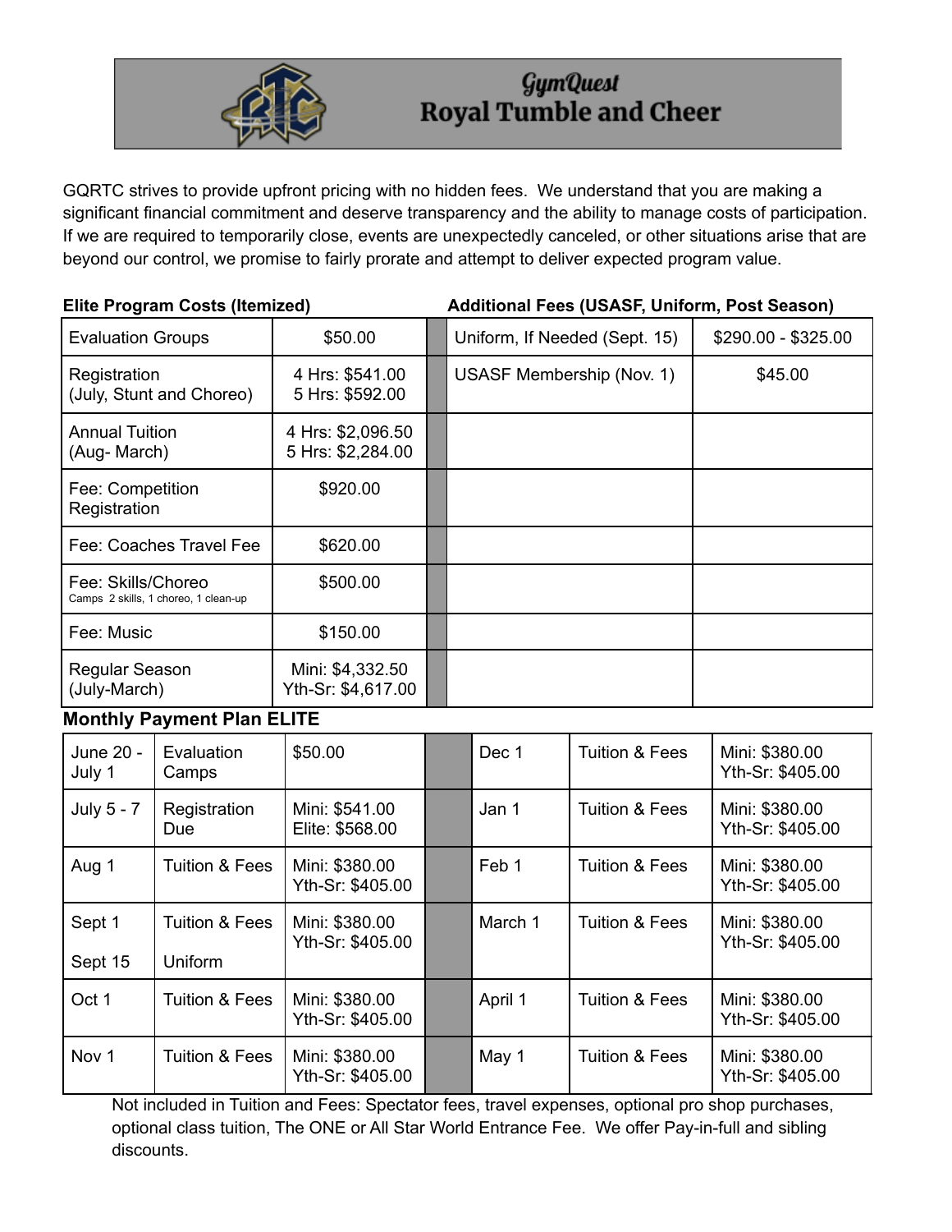# GymQuest Royal Tumble and Cheer

GQRTC strives to provide upfront pricing with no hidden fees. We understand that you are making a significant financial commitment and deserve transparency and the ability to manage costs of participation. If we are required to temporarily close, events are unexpectedly canceled, or other situations arise that are beyond our control, we promise to fairly prorate and attempt to deliver expected program value.

| **Elite Program Costs (Itemized)** | | | **Additional Fees (USASF, Uniform, Post Season)** | |
|---|---|---|---|---|
| Evaluation Groups | $50.00 | | Uniform, If Needed (Sept. 15) | $290.00 - $325.00 |
| Registration (July, Stunt and Choreo) | 4 Hrs: $541.00<br>5 Hrs: $592.00 | | USASF Membership (Nov. 1) | $45.00 |
| Annual Tuition (Aug- March) | 4 Hrs: $2,096.50<br>5 Hrs: $2,284.00 | | | |
| Fee: Competition Registration | $920.00 | | | |
| Fee: Coaches Travel Fee | $620.00 | | | |
| Fee: Skills/Choreo<br>Camps 2 skills, 1 choreo, 1 clean-up | $500.00 | | | |
| Fee: Music | $150.00 | | | |
| Regular Season (July-March) | Mini: $4,332.50<br>Yth-Sr: $4,617.00 | | | |

**Monthly Payment Plan ELITE**

| | | | | | | |
|---|---|---|---|---|---|---|
| June 20 - July 1 | Evaluation Camps | $50.00 | | Dec 1 | Tuition & Fees | Mini: $380.00<br>Yth-Sr: $405.00 |
| July 5 - 7 | Registration Due | Mini: $541.00<br>Elite: $568.00 | | Jan 1 | Tuition & Fees | Mini: $380.00<br>Yth-Sr: $405.00 |
| Aug 1 | Tuition & Fees | Mini: $380.00<br>Yth-Sr: $405.00 | | Feb 1 | Tuition & Fees | Mini: $380.00<br>Yth-Sr: $405.00 |
| Sept 1<br><br>Sept 15 | Tuition & Fees<br><br>Uniform | Mini: $380.00<br>Yth-Sr: $405.00 | | March 1 | Tuition & Fees | Mini: $380.00<br>Yth-Sr: $405.00 |
| Oct 1 | Tuition & Fees | Mini: $380.00<br>Yth-Sr: $405.00 | | April 1 | Tuition & Fees | Mini: $380.00<br>Yth-Sr: $405.00 |
| Nov 1 | Tuition & Fees | Mini: $380.00<br>Yth-Sr: $405.00 | | May 1 | Tuition & Fees | Mini: $380.00<br>Yth-Sr: $405.00 |

Not included in Tuition and Fees: Spectator fees, travel expenses, optional pro shop purchases, optional class tuition, The ONE or All Star World Entrance Fee. We offer Pay-in-full and sibling discounts.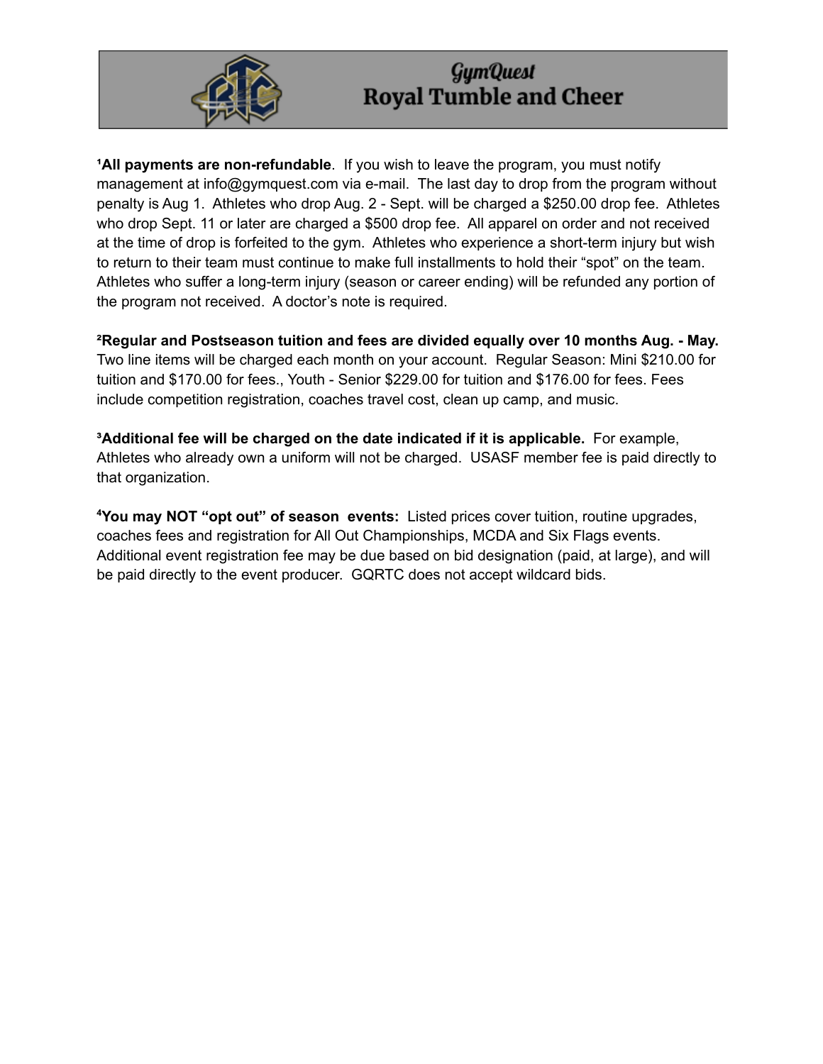# GymQuest
# Royal Tumble and Cheer

[1]**All payments are non-refundable**. If you wish to leave the program, you must notify management at info@gymquest.com via e-mail. The last day to drop from the program without penalty is Aug 1. Athletes who drop Aug. 2 - Sept. will be charged a $250.00 drop fee. Athletes who drop Sept. 11 or later are charged a $500 drop fee. All apparel on order and not received at the time of drop is forfeited to the gym. Athletes who experience a short-term injury but wish to return to their team must continue to make full installments to hold their "spot" on the team. Athletes who suffer a long-term injury (season or career ending) will be refunded any portion of the program not received. A doctor's note is required.

[2]**Regular and Postseason tuition and fees are divided equally over 10 months Aug. - May.** Two line items will be charged each month on your account. Regular Season: Mini $210.00 for tuition and $170.00 for fees., Youth - Senior $229.00 for tuition and $176.00 for fees. Fees include competition registration, coaches travel cost, clean up camp, and music.

[3]**Additional fee will be charged on the date indicated if it is applicable.** For example, Athletes who already own a uniform will not be charged. USASF member fee is paid directly to that organization.

[4]**You may NOT "opt out" of season events:** Listed prices cover tuition, routine upgrades, coaches fees and registration for All Out Championships, MCDA and Six Flags events. Additional event registration fee may be due based on bid designation (paid, at large), and will be paid directly to the event producer. GQRTC does not accept wildcard bids.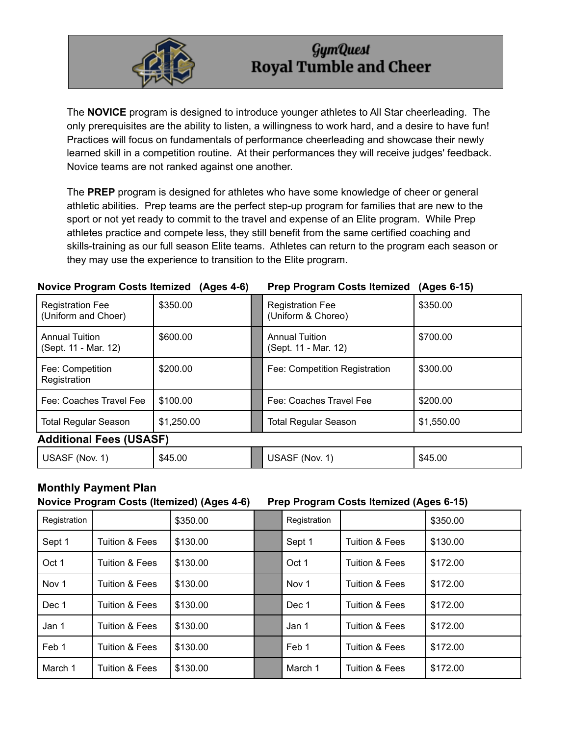# GymQuest
# Royal Tumble and Cheer

The **NOVICE** program is designed to introduce younger athletes to All Star cheerleading. The only prerequisites are the ability to listen, a willingness to work hard, and a desire to have fun! Practices will focus on fundamentals of performance cheerleading and showcase their newly learned skill in a competition routine. At their performances they will receive judges' feedback. Novice teams are not ranked against one another.

The **PREP** program is designed for athletes who have some knowledge of cheer or general athletic abilities. Prep teams are the perfect step-up program for families that are new to the sport or not yet ready to commit to the travel and expense of an Elite program. While Prep athletes practice and compete less, they still benefit from the same certified coaching and skills-training as our full season Elite teams. Athletes can return to the program each season or they may use the experience to transition to the Elite program.

| **Novice Program Costs Itemized (Ages 4-6)** | | | **Prep Program Costs Itemized (Ages 6-15)** | |
|---|---|---|---|---|
| Registration Fee (Uniform and Choer) | $350.00 | | Registration Fee (Uniform & Choreo) | $350.00 |
| Annual Tuition (Sept. 11 - Mar. 12) | $600.00 | | Annual Tuition (Sept. 11 - Mar. 12) | $700.00 |
| Fee: Competition Registration | $200.00 | | Fee: Competition Registration | $300.00 |
| Fee: Coaches Travel Fee | $100.00 | | Fee: Coaches Travel Fee | $200.00 |
| Total Regular Season | $1,250.00 | | Total Regular Season | $1,550.00 |
| **Additional Fees (USASF)** | | | | |
| USASF (Nov. 1) | $45.00 | | USASF (Nov. 1) | $45.00 |

**Monthly Payment Plan**

| **Novice Program Costs (Itemized) (Ages 4-6)** | | | | **Prep Program Costs Itemized (Ages 6-15)** | | |
|---|---|---|---|---|---|---|
| Registration | | $350.00 | | Registration | | $350.00 |
| Sept 1 | Tuition & Fees | $130.00 | | Sept 1 | Tuition & Fees | $130.00 |
| Oct 1 | Tuition & Fees | $130.00 | | Oct 1 | Tuition & Fees | $172.00 |
| Nov 1 | Tuition & Fees | $130.00 | | Nov 1 | Tuition & Fees | $172.00 |
| Dec 1 | Tuition & Fees | $130.00 | | Dec 1 | Tuition & Fees | $172.00 |
| Jan 1 | Tuition & Fees | $130.00 | | Jan 1 | Tuition & Fees | $172.00 |
| Feb 1 | Tuition & Fees | $130.00 | | Feb 1 | Tuition & Fees | $172.00 |
| March 1 | Tuition & Fees | $130.00 | | March 1 | Tuition & Fees | $172.00 |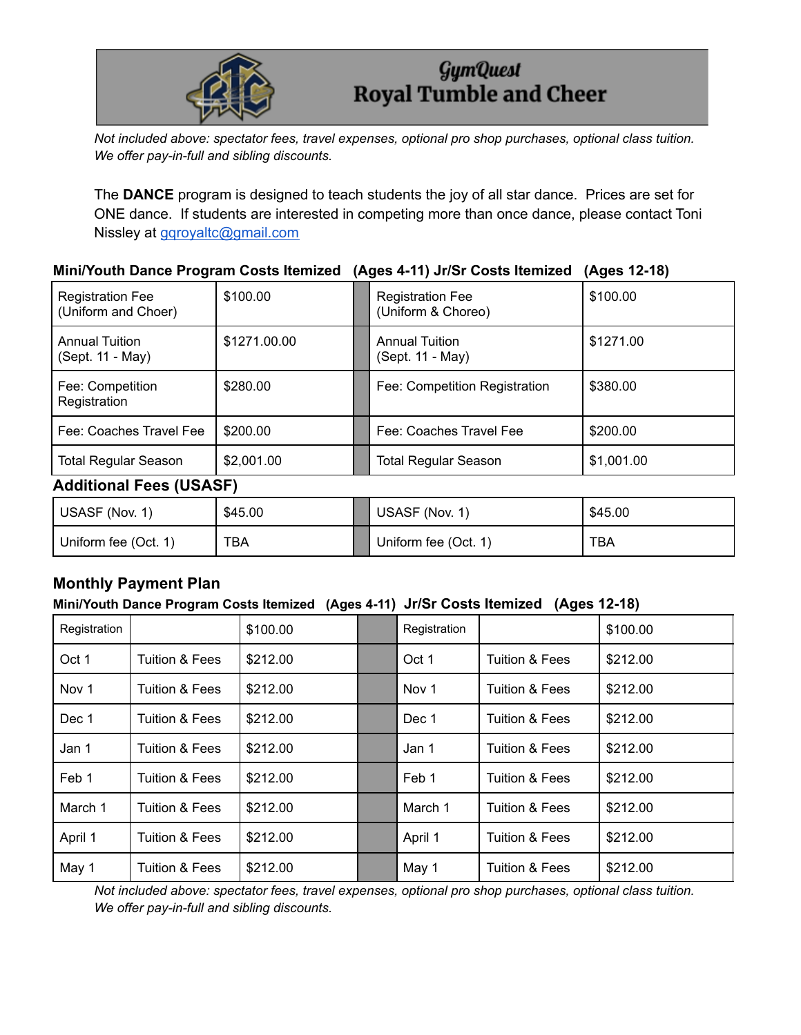# GymQuest Royal Tumble and Cheer

*Not included above: spectator fees, travel expenses, optional pro shop purchases, optional class tuition. We offer pay-in-full and sibling discounts.*

The **DANCE** program is designed to teach students the joy of all star dance. Prices are set for ONE dance. If students are interested in competing more than once dance, please contact Toni Nissley at gqroyaltc@gmail.com

**Mini/Youth Dance Program Costs Itemized (Ages 4-11) Jr/Sr Costs Itemized (Ages 12-18)**

| Mini/Youth Dance Program Costs Itemized (Ages 4-11) | | | Jr/Sr Costs Itemized (Ages 12-18) | |
|---|---|---|---|---|
| Registration Fee (Uniform and Choer) | $100.00 | | Registration Fee (Uniform & Choreo) | $100.00 |
| Annual Tuition (Sept. 11 - May) | $1271.00.00 | | Annual Tuition (Sept. 11 - May) | $1271.00 |
| Fee: Competition Registration | $280.00 | | Fee: Competition Registration | $380.00 |
| Fee: Coaches Travel Fee | $200.00 | | Fee: Coaches Travel Fee | $200.00 |
| Total Regular Season | $2,001.00 | | Total Regular Season | $1,001.00 |

## Additional Fees (USASF)

| | | | | |
|---|---|---|---|---|
| USASF (Nov. 1) | $45.00 | | USASF (Nov. 1) | $45.00 |
| Uniform fee (Oct. 1) | TBA | | Uniform fee (Oct. 1) | TBA |

## Monthly Payment Plan

**Mini/Youth Dance Program Costs Itemized (Ages 4-11) Jr/Sr Costs Itemized (Ages 12-18)**

| Mini/Youth Dance Program Costs Itemized (Ages 4-11) | | | | Jr/Sr Costs Itemized (Ages 12-18) | | |
|---|---|---|---|---|---|---|
| Registration | | $100.00 | | Registration | | $100.00 |
| Oct 1 | Tuition & Fees | $212.00 | | Oct 1 | Tuition & Fees | $212.00 |
| Nov 1 | Tuition & Fees | $212.00 | | Nov 1 | Tuition & Fees | $212.00 |
| Dec 1 | Tuition & Fees | $212.00 | | Dec 1 | Tuition & Fees | $212.00 |
| Jan 1 | Tuition & Fees | $212.00 | | Jan 1 | Tuition & Fees | $212.00 |
| Feb 1 | Tuition & Fees | $212.00 | | Feb 1 | Tuition & Fees | $212.00 |
| March 1 | Tuition & Fees | $212.00 | | March 1 | Tuition & Fees | $212.00 |
| April 1 | Tuition & Fees | $212.00 | | April 1 | Tuition & Fees | $212.00 |
| May 1 | Tuition & Fees | $212.00 | | May 1 | Tuition & Fees | $212.00 |

*Not included above: spectator fees, travel expenses, optional pro shop purchases, optional class tuition. We offer pay-in-full and sibling discounts.*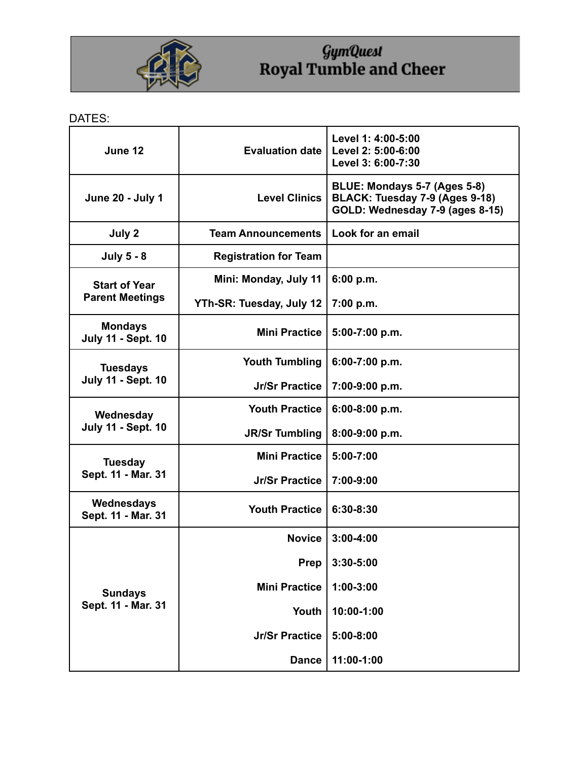GymQuest
# Royal Tumble and Cheer

DATES:

| | | |
|---|---|---|
| **June 12** | **Evaluation date** | **Level 1: 4:00-5:00**<br>**Level 2: 5:00-6:00**<br>**Level 3: 6:00-7:30** |
| **June 20 - July 1** | **Level Clinics** | **BLUE: Mondays 5-7 (Ages 5-8)**<br>**BLACK: Tuesday 7-9 (Ages 9-18)**<br>**GOLD: Wednesday 7-9 (ages 8-15)** |
| **July 2** | **Team Announcements** | **Look for an email** |
| **July 5 - 8** | **Registration for Team** | |
| **Start of Year Parent Meetings** | **Mini: Monday, July 11** | **6:00 p.m.** |
| | **YTh-SR: Tuesday, July 12** | **7:00 p.m.** |
| **Mondays July 11 - Sept. 10** | **Mini Practice** | **5:00-7:00 p.m.** |
| **Tuesdays July 11 - Sept. 10** | **Youth Tumbling** | **6:00-7:00 p.m.** |
| | **Jr/Sr Practice** | **7:00-9:00 p.m.** |
| **Wednesday July 11 - Sept. 10** | **Youth Practice** | **6:00-8:00 p.m.** |
| | **JR/Sr Tumbling** | **8:00-9:00 p.m.** |
| **Tuesday Sept. 11 - Mar. 31** | **Mini Practice** | **5:00-7:00** |
| | **Jr/Sr Practice** | **7:00-9:00** |
| **Wednesdays Sept. 11 - Mar. 31** | **Youth Practice** | **6:30-8:30** |
| **Sundays Sept. 11 - Mar. 31** | **Novice** | **3:00-4:00** |
| | **Prep** | **3:30-5:00** |
| | **Mini Practice** | **1:00-3:00** |
| | **Youth** | **10:00-1:00** |
| | **Jr/Sr Practice** | **5:00-8:00** |
| | **Dance** | **11:00-1:00** |